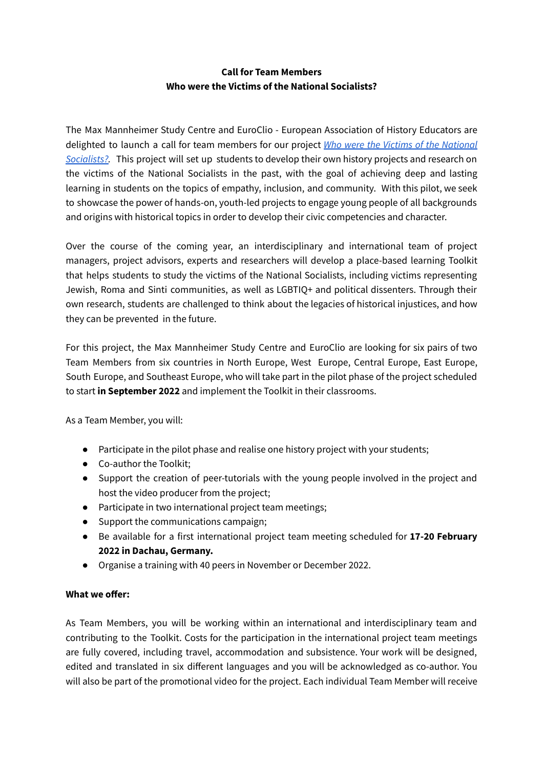**Call for Team Members**
**Who were the Victims of the National Socialists?**

The Max Mannheimer Study Centre and EuroClio - European Association of History Educators are delighted to launch a call for team members for our project *Who were the Victims of the National Socialists?*. This project will set up students to develop their own history projects and research on the victims of the National Socialists in the past, with the goal of achieving deep and lasting learning in students on the topics of empathy, inclusion, and community. With this pilot, we seek to showcase the power of hands-on, youth-led projects to engage young people of all backgrounds and origins with historical topics in order to develop their civic competencies and character.

Over the course of the coming year, an interdisciplinary and international team of project managers, project advisors, experts and researchers will develop a place-based learning Toolkit that helps students to study the victims of the National Socialists, including victims representing Jewish, Roma and Sinti communities, as well as LGBTIQ+ and political dissenters. Through their own research, students are challenged to think about the legacies of historical injustices, and how they can be prevented in the future.

For this project, the Max Mannheimer Study Centre and EuroClio are looking for six pairs of two Team Members from six countries in North Europe, West Europe, Central Europe, East Europe, South Europe, and Southeast Europe, who will take part in the pilot phase of the project scheduled to start **in September 2022** and implement the Toolkit in their classrooms.

As a Team Member, you will:

- Participate in the pilot phase and realise one history project with your students;
- Co-author the Toolkit;
- Support the creation of peer-tutorials with the young people involved in the project and host the video producer from the project;
- Participate in two international project team meetings;
- Support the communications campaign;
- Be available for a first international project team meeting scheduled for **17-20 February 2022 in Dachau, Germany.**
- Organise a training with 40 peers in November or December 2022.

**What we offer:**

As Team Members, you will be working within an international and interdisciplinary team and contributing to the Toolkit. Costs for the participation in the international project team meetings are fully covered, including travel, accommodation and subsistence. Your work will be designed, edited and translated in six different languages and you will be acknowledged as co-author. You will also be part of the promotional video for the project. Each individual Team Member will receive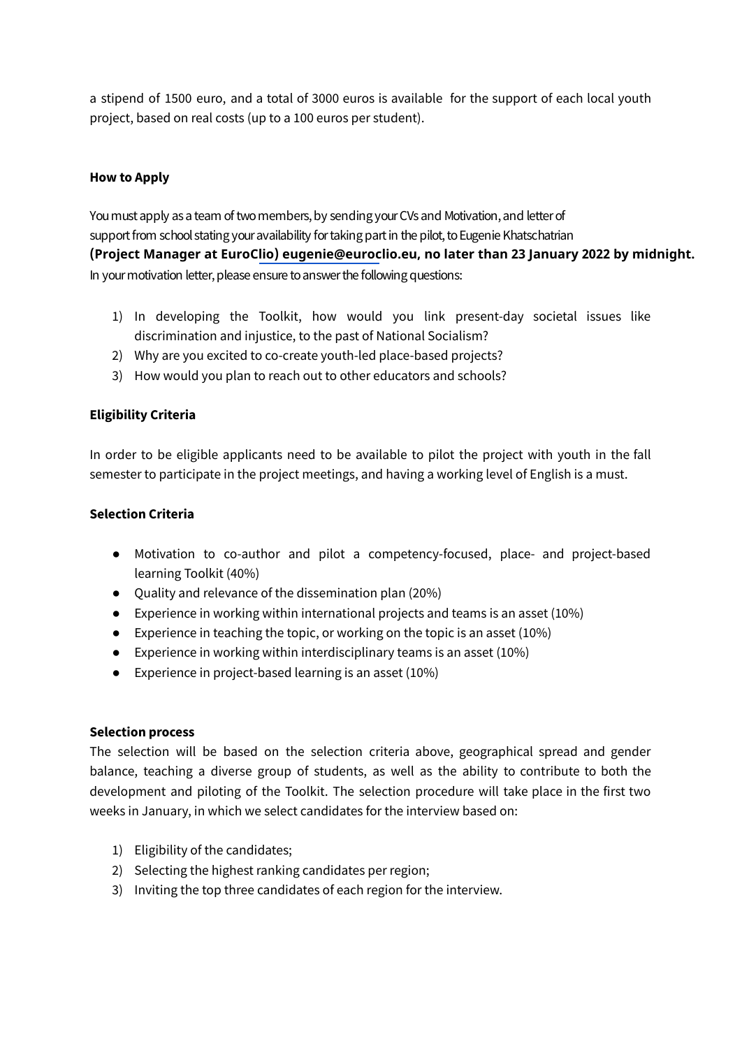a stipend of 1500 euro, and a total of 3000 euros is available for the support of each local youth project, based on real costs (up to a 100 euros per student).

**How to Apply**

You must apply as a team of two members, by sending your CVs and Motivation, and letter of support from school stating your availability for taking part in the pilot, to Eugenie Khatschatrian **(Project Manager at EuroClio) eugenie@euroclio.eu, no later than 23 January 2022 by midnight.** In your motivation letter, please ensure to answer the following questions:

1) In developing the Toolkit, how would you link present-day societal issues like discrimination and injustice, to the past of National Socialism?
2) Why are you excited to co-create youth-led place-based projects?
3) How would you plan to reach out to other educators and schools?

**Eligibility Criteria**

In order to be eligible applicants need to be available to pilot the project with youth in the fall semester to participate in the project meetings, and having a working level of English is a must.

**Selection Criteria**

- Motivation to co-author and pilot a competency-focused, place- and project-based learning Toolkit (40%)
- Quality and relevance of the dissemination plan (20%)
- Experience in working within international projects and teams is an asset (10%)
- Experience in teaching the topic, or working on the topic is an asset (10%)
- Experience in working within interdisciplinary teams is an asset (10%)
- Experience in project-based learning is an asset (10%)

**Selection process**

The selection will be based on the selection criteria above, geographical spread and gender balance, teaching a diverse group of students, as well as the ability to contribute to both the development and piloting of the Toolkit. The selection procedure will take place in the first two weeks in January, in which we select candidates for the interview based on:

1) Eligibility of the candidates;
2) Selecting the highest ranking candidates per region;
3) Inviting the top three candidates of each region for the interview.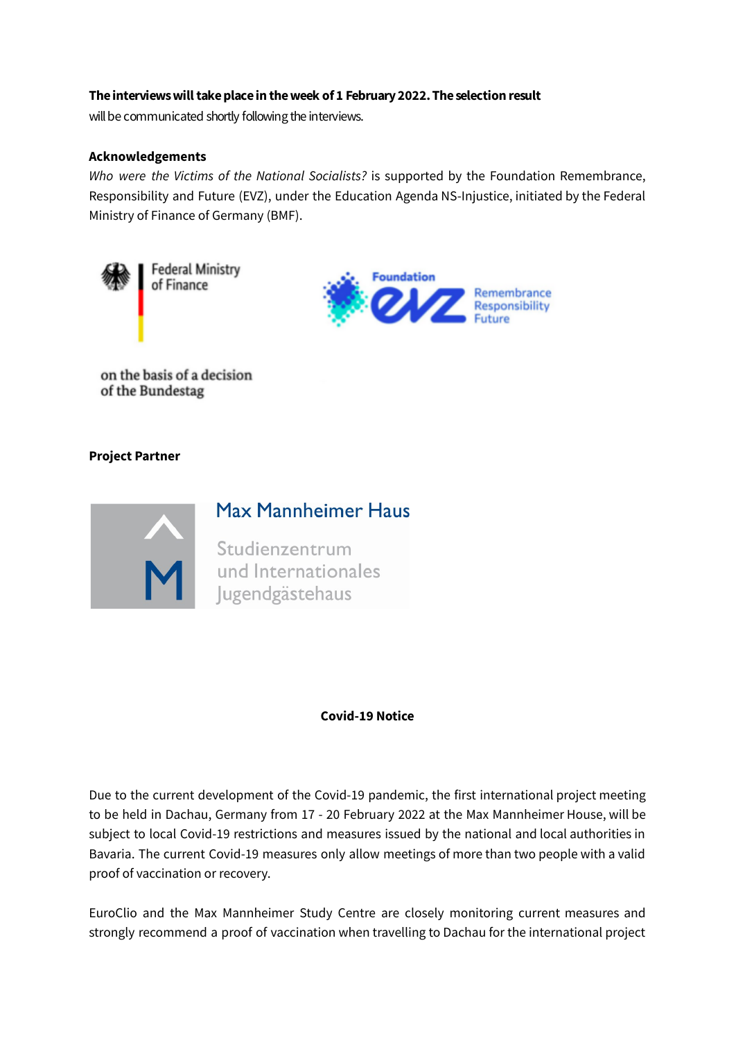**The interviews will take place in the week of 1 February 2022. The selection result** will be communicated shortly following the interviews.

**Acknowledgements**

*Who were the Victims of the National Socialists?* is supported by the Foundation Remembrance, Responsibility and Future (EVZ), under the Education Agenda NS-Injustice, initiated by the Federal Ministry of Finance of Germany (BMF).

Federal Ministry of Finance

on the basis of a decision of the Bundestag

Foundation EVZ Remembrance Responsibility Future

**Project Partner**

Max Mannheimer Haus

Studienzentrum und Internationales Jugendgästehaus

**Covid-19 Notice**

Due to the current development of the Covid-19 pandemic, the first international project meeting to be held in Dachau, Germany from 17 - 20 February 2022 at the Max Mannheimer House, will be subject to local Covid-19 restrictions and measures issued by the national and local authorities in Bavaria. The current Covid-19 measures only allow meetings of more than two people with a valid proof of vaccination or recovery.

EuroClio and the Max Mannheimer Study Centre are closely monitoring current measures and strongly recommend a proof of vaccination when travelling to Dachau for the international project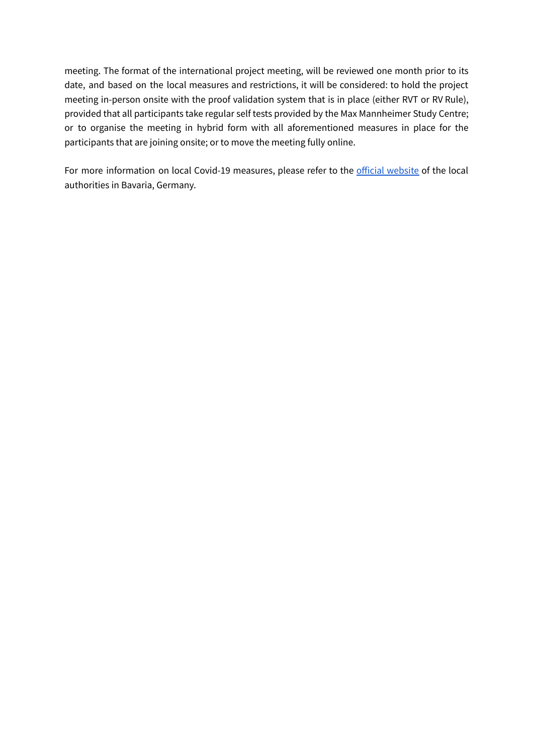meeting. The format of the international project meeting, will be reviewed one month prior to its date, and based on the local measures and restrictions, it will be considered: to hold the project meeting in-person onsite with the proof validation system that is in place (either RVT or RV Rule), provided that all participants take regular self tests provided by the Max Mannheimer Study Centre; or to organise the meeting in hybrid form with all aforementioned measures in place for the participants that are joining onsite; or to move the meeting fully online.

For more information on local Covid-19 measures, please refer to the official website of the local authorities in Bavaria, Germany.